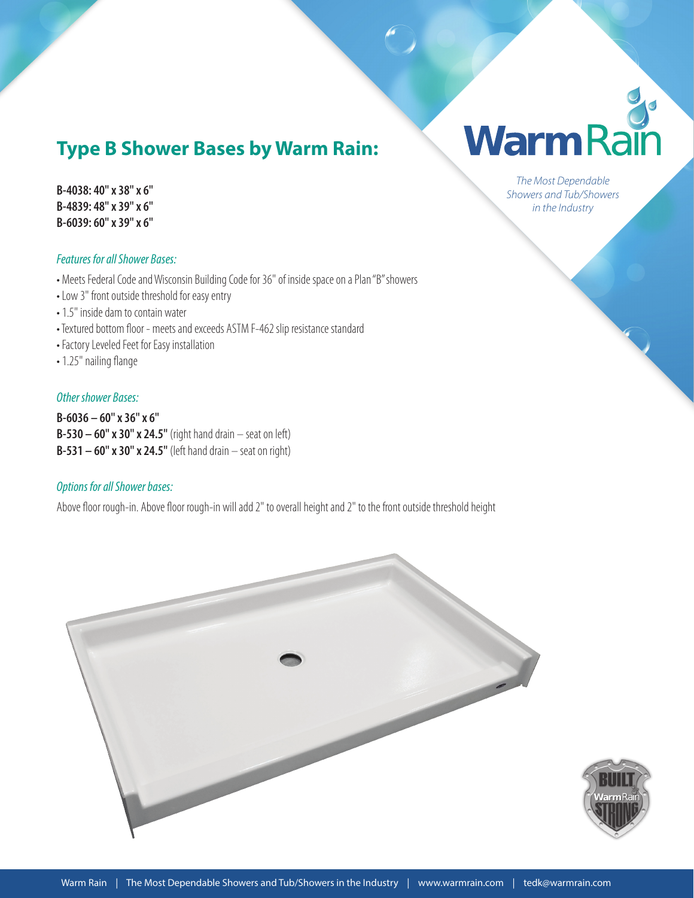# Type B Shower Bases by Warm Rain:

**WarmRain**

*The Most Dependable Showers and Tub/Showers in the Industry*

**B-4038: 40" x 38" x 6"**
**B-4839: 48" x 39" x 6"**
**B-6039: 60" x 39" x 6"**

*Features for all Shower Bases:*

- Meets Federal Code and Wisconsin Building Code for 36" of inside space on a Plan "B" showers
- Low 3" front outside threshold for easy entry
- 1.5" inside dam to contain water
- Textured bottom floor - meets and exceeds ASTM F-462 slip resistance standard
- Factory Leveled Feet for Easy installation
- 1.25" nailing flange

*Other shower Bases:*

**B-6036 – 60" x 36" x 6"**
**B-530 – 60" x 30" x 24.5"** (right hand drain – seat on left)
**B-531 – 60" x 30" x 24.5"** (left hand drain – seat on right)

*Options for all Shower bases:*

Above floor rough-in. Above floor rough-in will add 2" to overall height and 2" to the front outside threshold height

Warm Rain | The Most Dependable Showers and Tub/Showers in the Industry | www.warmrain.com | tedk@warmrain.com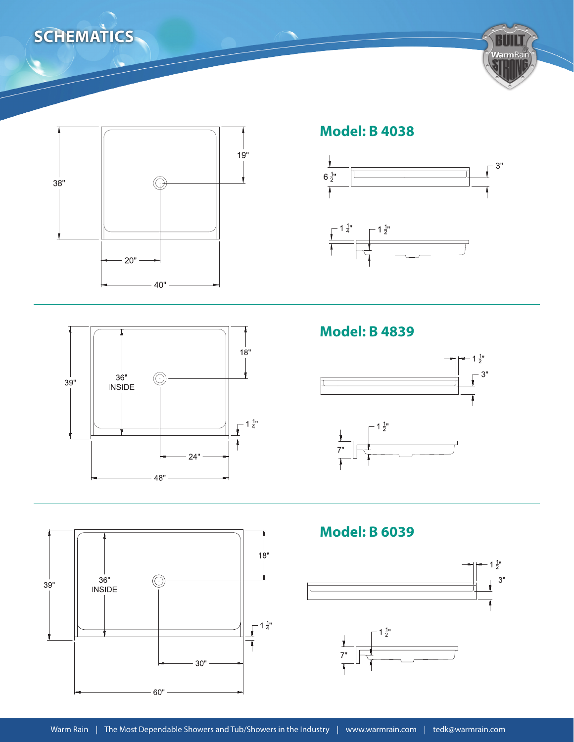# SCHEMATICS

## Model: B 4038

38"

19"

20"

40"

6 $\frac{1}{2}$"

3"

1 $\frac{1}{4}$"

1 $\frac{1}{2}$"

## Model: B 4839

39"

36" INSIDE

18"

1 $\frac{1}{4}$"

24"

48"

1 $\frac{1}{2}$"

3"

1 $\frac{1}{2}$"

7"

## Model: B 6039

39"

36" INSIDE

18"

1 $\frac{1}{4}$"

30"

60"

1 $\frac{1}{2}$"

3"

1 $\frac{1}{2}$"

7"

Warm Rain | The Most Dependable Showers and Tub/Showers in the Industry | www.warmrain.com | tedk@warmrain.com